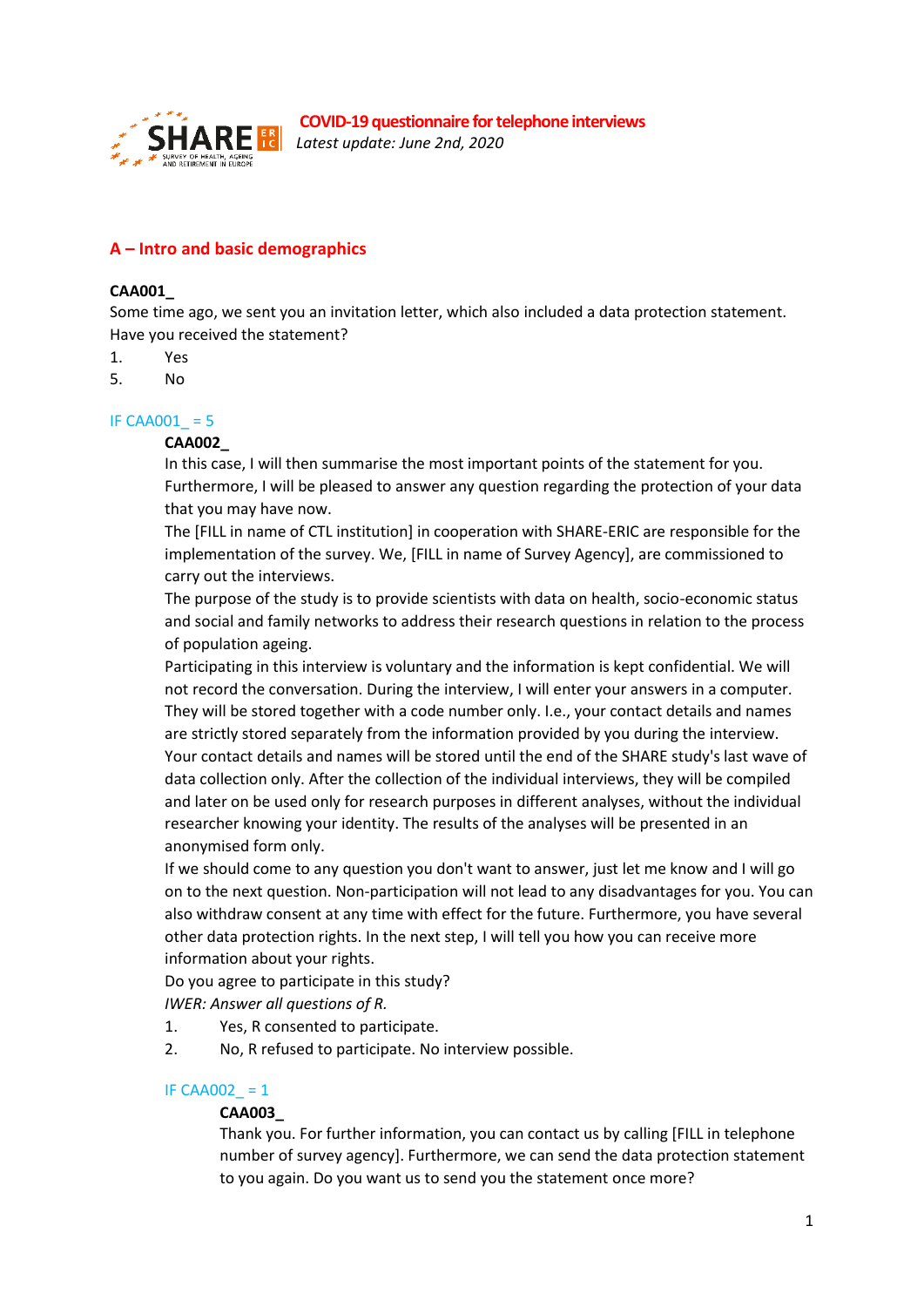**COVID-19 questionnaire for telephone interviews**

*Latest update: June 2nd, 2020*

## A – Intro and basic demographics

**CAA001_**

Some time ago, we sent you an invitation letter, which also included a data protection statement. Have you received the statement?

1. Yes
5. No

IF CAA001_ = 5

**CAA002_**

In this case, I will then summarise the most important points of the statement for you. Furthermore, I will be pleased to answer any question regarding the protection of your data that you may have now.

The [FILL in name of CTL institution] in cooperation with SHARE-ERIC are responsible for the implementation of the survey. We, [FILL in name of Survey Agency], are commissioned to carry out the interviews.

The purpose of the study is to provide scientists with data on health, socio-economic status and social and family networks to address their research questions in relation to the process of population ageing.

Participating in this interview is voluntary and the information is kept confidential. We will not record the conversation. During the interview, I will enter your answers in a computer. They will be stored together with a code number only. I.e., your contact details and names are strictly stored separately from the information provided by you during the interview. Your contact details and names will be stored until the end of the SHARE study's last wave of data collection only. After the collection of the individual interviews, they will be compiled and later on be used only for research purposes in different analyses, without the individual researcher knowing your identity. The results of the analyses will be presented in an anonymised form only.

If we should come to any question you don't want to answer, just let me know and I will go on to the next question. Non-participation will not lead to any disadvantages for you. You can also withdraw consent at any time with effect for the future. Furthermore, you have several other data protection rights. In the next step, I will tell you how you can receive more information about your rights.

Do you agree to participate in this study?

*IWER: Answer all questions of R.*

1. Yes, R consented to participate.
2. No, R refused to participate. No interview possible.

IF CAA002_ = 1

**CAA003_**

Thank you. For further information, you can contact us by calling [FILL in telephone number of survey agency]. Furthermore, we can send the data protection statement to you again. Do you want us to send you the statement once more?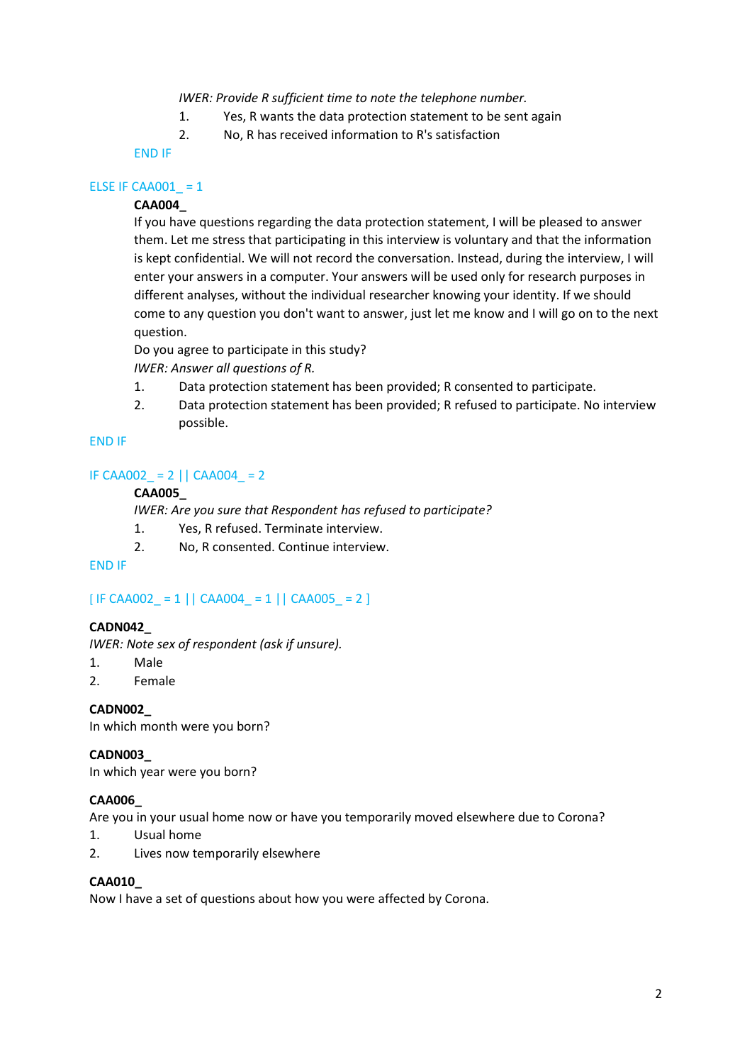*IWER: Provide R sufficient time to note the telephone number.*

1. Yes, R wants the data protection statement to be sent again
2. No, R has received information to R's satisfaction

END IF

ELSE IF CAA001_ = 1

**CAA004_**

If you have questions regarding the data protection statement, I will be pleased to answer them. Let me stress that participating in this interview is voluntary and that the information is kept confidential. We will not record the conversation. Instead, during the interview, I will enter your answers in a computer. Your answers will be used only for research purposes in different analyses, without the individual researcher knowing your identity. If we should come to any question you don't want to answer, just let me know and I will go on to the next question.

Do you agree to participate in this study?

*IWER: Answer all questions of R.*

1. Data protection statement has been provided; R consented to participate.
2. Data protection statement has been provided; R refused to participate. No interview possible.

END IF

IF CAA002_ = 2 || CAA004_ = 2

**CAA005_**

*IWER: Are you sure that Respondent has refused to participate?*

1. Yes, R refused. Terminate interview.
2. No, R consented. Continue interview.

END IF

[ IF CAA002_ = 1 || CAA004_ = 1 || CAA005_ = 2 ]

**CADN042_**

*IWER: Note sex of respondent (ask if unsure).*

1. Male
2. Female

**CADN002_**

In which month were you born?

**CADN003_**

In which year were you born?

**CAA006_**

Are you in your usual home now or have you temporarily moved elsewhere due to Corona?

1. Usual home
2. Lives now temporarily elsewhere

**CAA010_**

Now I have a set of questions about how you were affected by Corona.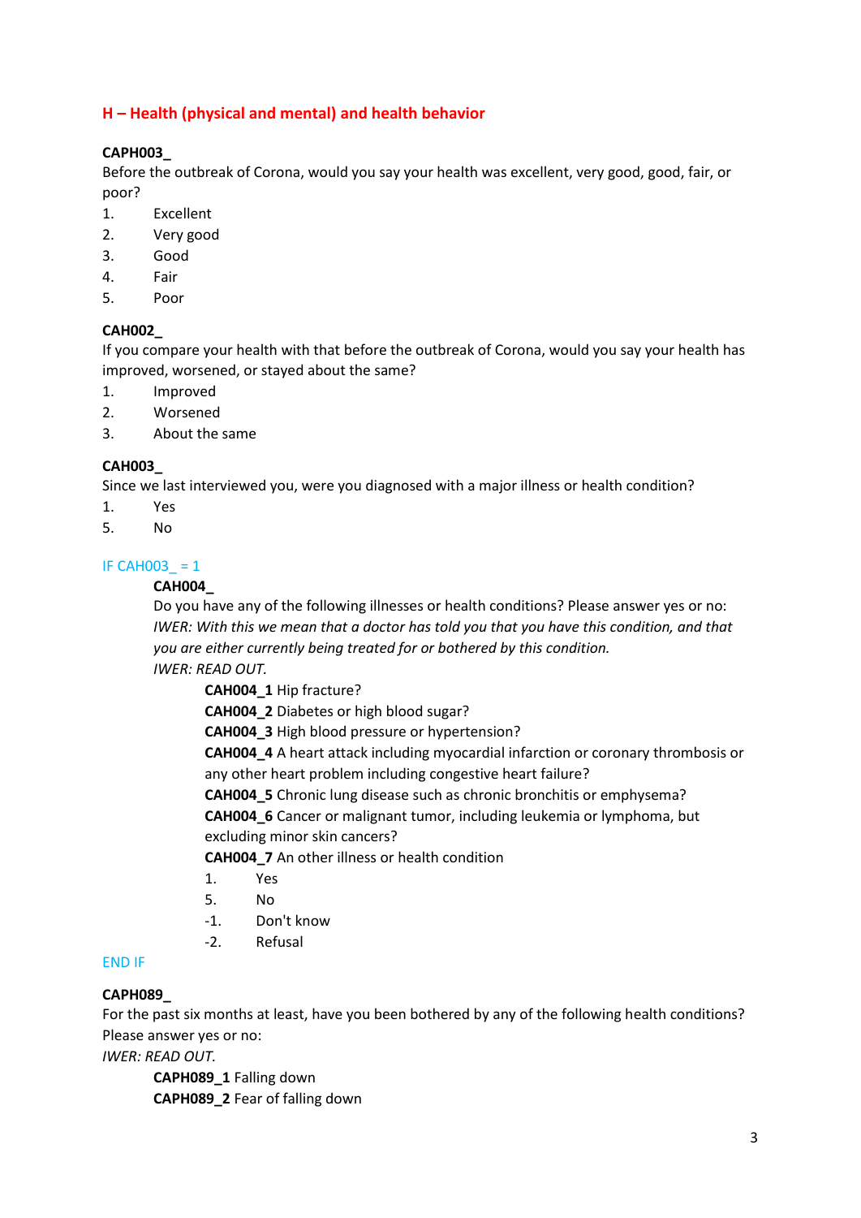## H – Health (physical and mental) and health behavior

**CAPH003_**
Before the outbreak of Corona, would you say your health was excellent, very good, good, fair, or poor?

1. Excellent
2. Very good
3. Good
4. Fair
5. Poor

**CAH002_**
If you compare your health with that before the outbreak of Corona, would you say your health has improved, worsened, or stayed about the same?

1. Improved
2. Worsened
3. About the same

**CAH003_**
Since we last interviewed you, were you diagnosed with a major illness or health condition?

1. Yes
5. No

IF CAH003_ = 1

**CAH004_**
Do you have any of the following illnesses or health conditions? Please answer yes or no:
*IWER: With this we mean that a doctor has told you that you have this condition, and that you are either currently being treated for or bothered by this condition.*
*IWER: READ OUT.*

**CAH004_1** Hip fracture?
**CAH004_2** Diabetes or high blood sugar?
**CAH004_3** High blood pressure or hypertension?
**CAH004_4** A heart attack including myocardial infarction or coronary thrombosis or any other heart problem including congestive heart failure?
**CAH004_5** Chronic lung disease such as chronic bronchitis or emphysema?
**CAH004_6** Cancer or malignant tumor, including leukemia or lymphoma, but excluding minor skin cancers?
**CAH004_7** An other illness or health condition

1. Yes
5. No
-1. Don't know
-2. Refusal

END IF

**CAPH089_**
For the past six months at least, have you been bothered by any of the following health conditions? Please answer yes or no:
*IWER: READ OUT.*

**CAPH089_1** Falling down
**CAPH089_2** Fear of falling down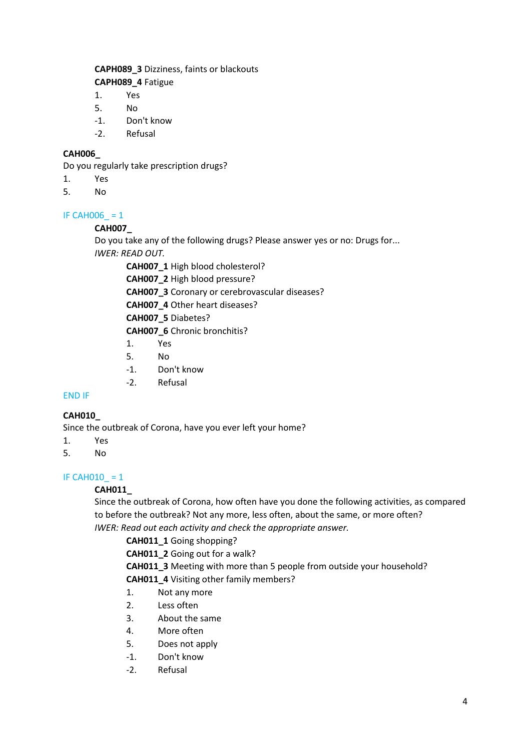**CAPH089_3** Dizziness, faints or blackouts

**CAPH089_4** Fatigue

1. Yes
5. No
-1. Don't know
-2. Refusal

**CAH006_**

Do you regularly take prescription drugs?

1. Yes
5. No

IF CAH006_ = 1

**CAH007_**

Do you take any of the following drugs? Please answer yes or no: Drugs for...

*IWER: READ OUT.*

**CAH007_1** High blood cholesterol?

**CAH007_2** High blood pressure?

**CAH007_3** Coronary or cerebrovascular diseases?

**CAH007_4** Other heart diseases?

**CAH007_5** Diabetes?

**CAH007_6** Chronic bronchitis?

1. Yes
5. No
-1. Don't know
-2. Refusal

END IF

**CAH010_**

Since the outbreak of Corona, have you ever left your home?

1. Yes
5. No

IF CAH010_ = 1

**CAH011_**

Since the outbreak of Corona, how often have you done the following activities, as compared to before the outbreak? Not any more, less often, about the same, or more often?

*IWER: Read out each activity and check the appropriate answer.*

**CAH011_1** Going shopping?

**CAH011_2** Going out for a walk?

**CAH011_3** Meeting with more than 5 people from outside your household?

**CAH011_4** Visiting other family members?

1. Not any more
2. Less often
3. About the same
4. More often
5. Does not apply
-1. Don't know
-2. Refusal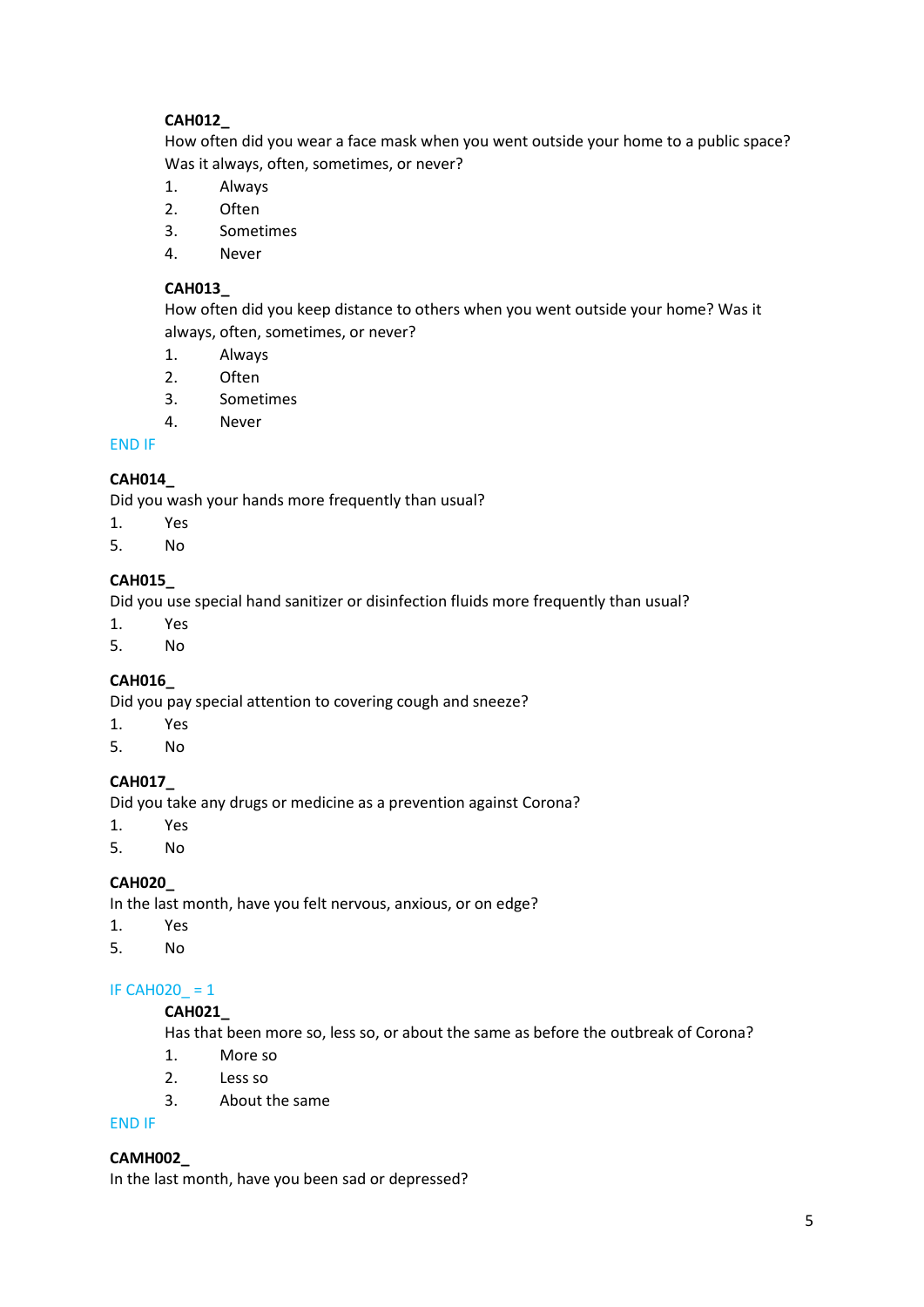**CAH012_**
How often did you wear a face mask when you went outside your home to a public space? Was it always, often, sometimes, or never?

1. Always
2. Often
3. Sometimes
4. Never

**CAH013_**
How often did you keep distance to others when you went outside your home? Was it always, often, sometimes, or never?

1. Always
2. Often
3. Sometimes
4. Never

END IF

**CAH014_**
Did you wash your hands more frequently than usual?

1. Yes
5. No

**CAH015_**
Did you use special hand sanitizer or disinfection fluids more frequently than usual?

1. Yes
5. No

**CAH016_**
Did you pay special attention to covering cough and sneeze?

1. Yes
5. No

**CAH017_**
Did you take any drugs or medicine as a prevention against Corona?

1. Yes
5. No

**CAH020_**
In the last month, have you felt nervous, anxious, or on edge?

1. Yes
5. No

IF CAH020_ = 1

**CAH021_**
Has that been more so, less so, or about the same as before the outbreak of Corona?

1. More so
2. Less so
3. About the same

END IF

**CAMH002_**
In the last month, have you been sad or depressed?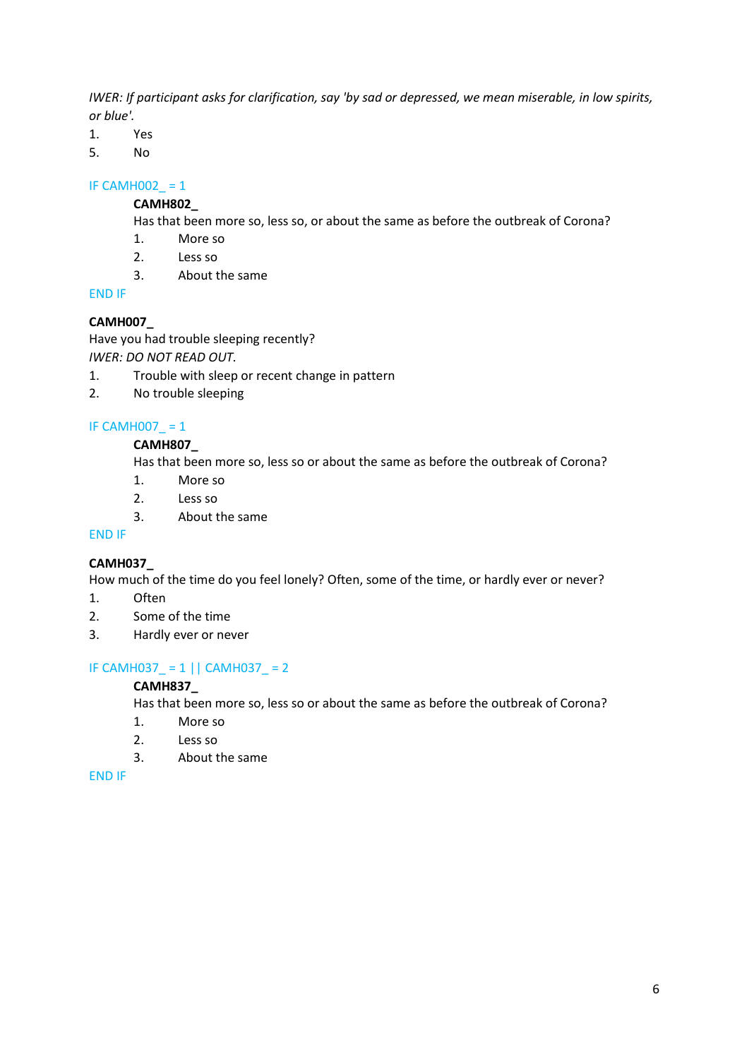*IWER: If participant asks for clarification, say 'by sad or depressed, we mean miserable, in low spirits, or blue'.*

1. Yes
5. No

IF CAMH002_ = 1

**CAMH802_**

Has that been more so, less so, or about the same as before the outbreak of Corona?

1. More so
2. Less so
3. About the same

END IF

**CAMH007_**

Have you had trouble sleeping recently?

*IWER: DO NOT READ OUT.*

1. Trouble with sleep or recent change in pattern
2. No trouble sleeping

IF CAMH007_ = 1

**CAMH807_**

Has that been more so, less so or about the same as before the outbreak of Corona?

1. More so
2. Less so
3. About the same

END IF

**CAMH037_**

How much of the time do you feel lonely? Often, some of the time, or hardly ever or never?

1. Often
2. Some of the time
3. Hardly ever or never

IF CAMH037_ = 1 || CAMH037_ = 2

**CAMH837_**

Has that been more so, less so or about the same as before the outbreak of Corona?

1. More so
2. Less so
3. About the same

END IF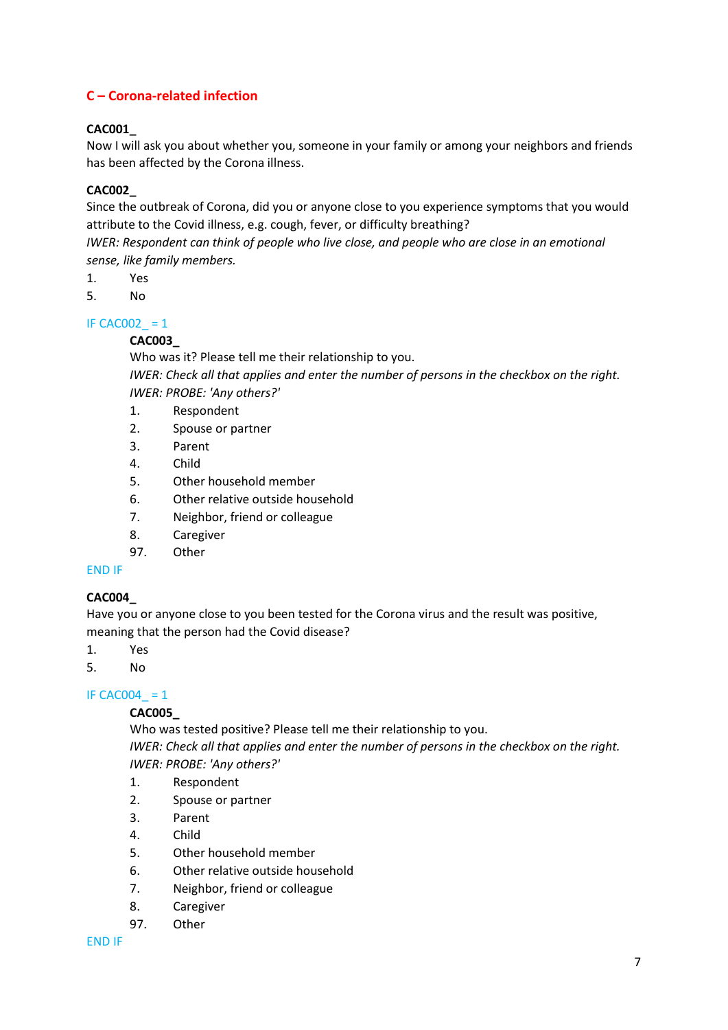## C – Corona-related infection

**CAC001_**
Now I will ask you about whether you, someone in your family or among your neighbors and friends has been affected by the Corona illness.

**CAC002_**
Since the outbreak of Corona, did you or anyone close to you experience symptoms that you would attribute to the Covid illness, e.g. cough, fever, or difficulty breathing?
*IWER: Respondent can think of people who live close, and people who are close in an emotional sense, like family members.*

1. Yes
5. No

IF CAC002_ = 1

> **CAC003_**
> Who was it? Please tell me their relationship to you.
> *IWER: Check all that applies and enter the number of persons in the checkbox on the right.*
> *IWER: PROBE: 'Any others?'*
>
> 1. Respondent
> 2. Spouse or partner
> 3. Parent
> 4. Child
> 5. Other household member
> 6. Other relative outside household
> 7. Neighbor, friend or colleague
> 8. Caregiver
> 97. Other

END IF

**CAC004_**
Have you or anyone close to you been tested for the Corona virus and the result was positive, meaning that the person had the Covid disease?

1. Yes
5. No

IF CAC004_ = 1

> **CAC005_**
> Who was tested positive? Please tell me their relationship to you.
> *IWER: Check all that applies and enter the number of persons in the checkbox on the right.*
> *IWER: PROBE: 'Any others?'*
>
> 1. Respondent
> 2. Spouse or partner
> 3. Parent
> 4. Child
> 5. Other household member
> 6. Other relative outside household
> 7. Neighbor, friend or colleague
> 8. Caregiver
> 97. Other

END IF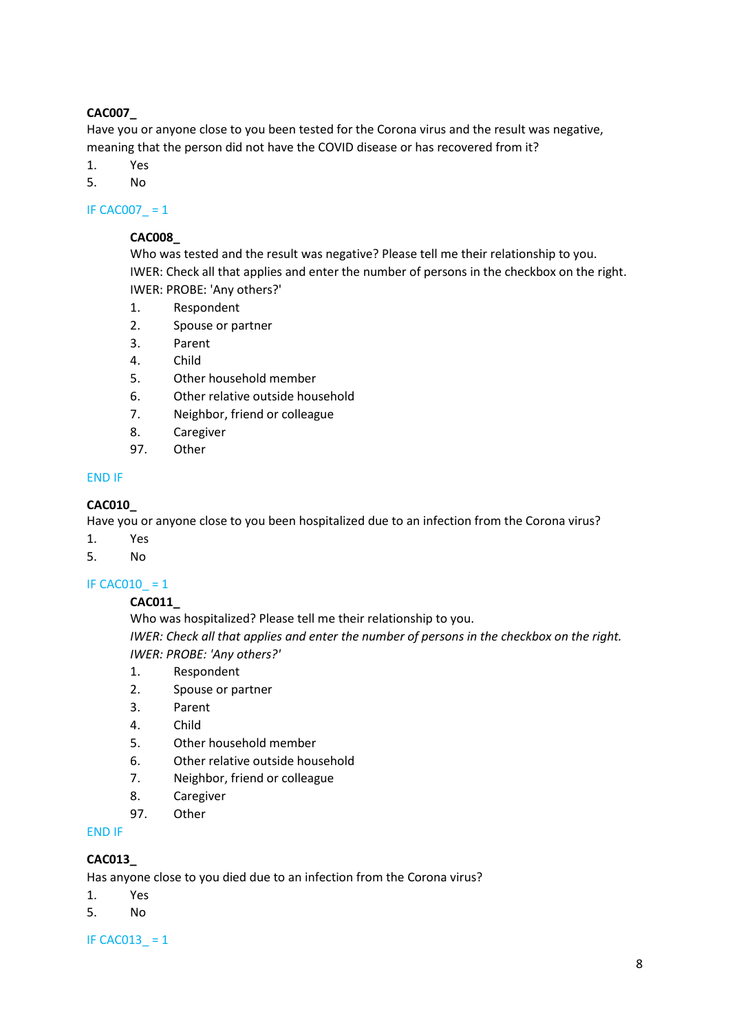**CAC007_**

Have you or anyone close to you been tested for the Corona virus and the result was negative, meaning that the person did not have the COVID disease or has recovered from it?

1. Yes
5. No

IF CAC007_ = 1

> **CAC008_**
>
> Who was tested and the result was negative? Please tell me their relationship to you.
> IWER: Check all that applies and enter the number of persons in the checkbox on the right.
> IWER: PROBE: 'Any others?'
>
> 1. Respondent
> 2. Spouse or partner
> 3. Parent
> 4. Child
> 5. Other household member
> 6. Other relative outside household
> 7. Neighbor, friend or colleague
> 8. Caregiver
> 97. Other

END IF

**CAC010_**

Have you or anyone close to you been hospitalized due to an infection from the Corona virus?

1. Yes
5. No

IF CAC010_ = 1

> **CAC011_**
>
> Who was hospitalized? Please tell me their relationship to you.
> *IWER: Check all that applies and enter the number of persons in the checkbox on the right.*
> *IWER: PROBE: 'Any others?'*
>
> 1. Respondent
> 2. Spouse or partner
> 3. Parent
> 4. Child
> 5. Other household member
> 6. Other relative outside household
> 7. Neighbor, friend or colleague
> 8. Caregiver
> 97. Other

END IF

**CAC013_**

Has anyone close to you died due to an infection from the Corona virus?

1. Yes
5. No

IF CAC013_ = 1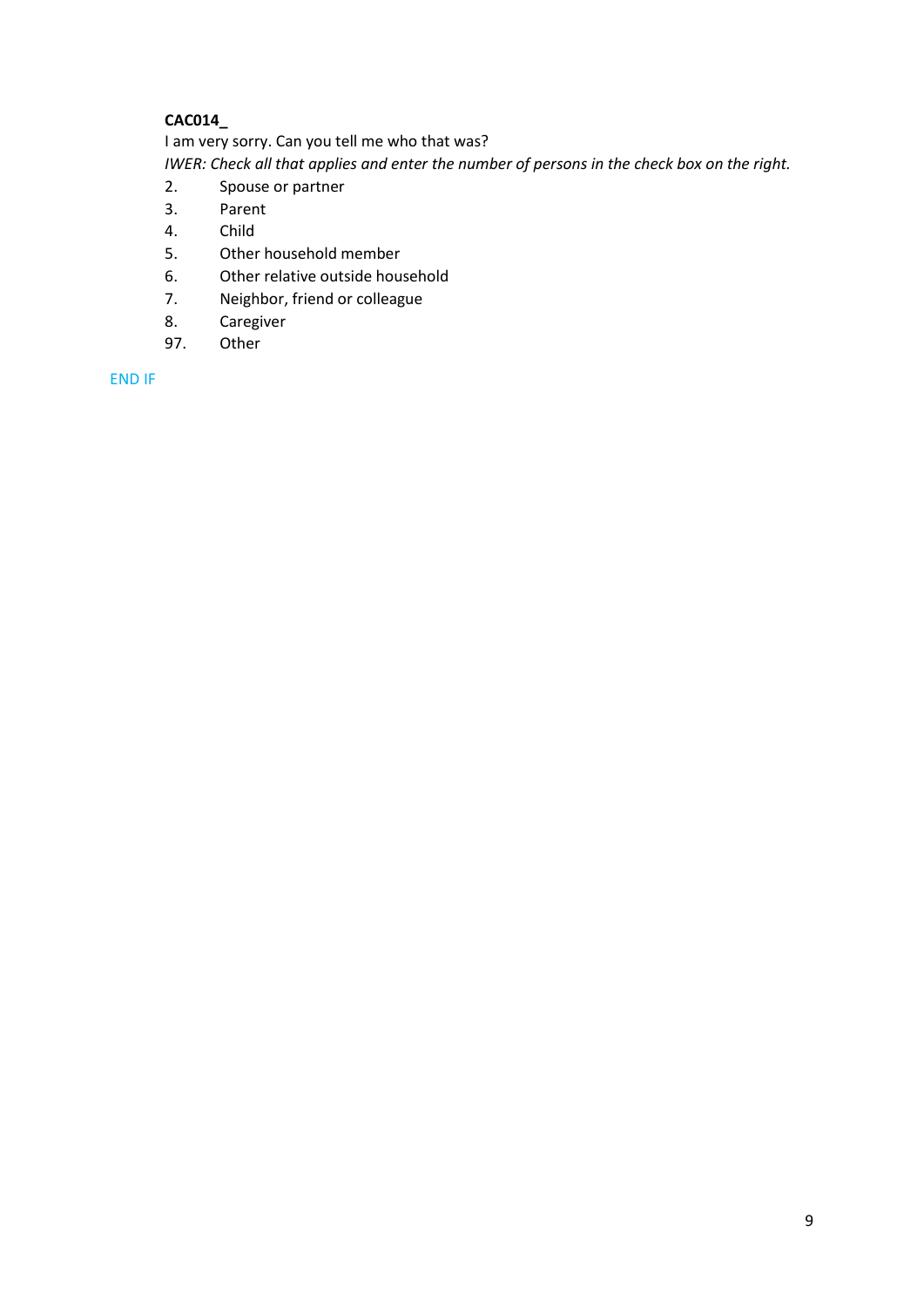**CAC014_**

I am very sorry. Can you tell me who that was?

*IWER: Check all that applies and enter the number of persons in the check box on the right.*

2. Spouse or partner
3. Parent
4. Child
5. Other household member
6. Other relative outside household
7. Neighbor, friend or colleague
8. Caregiver
97. Other

END IF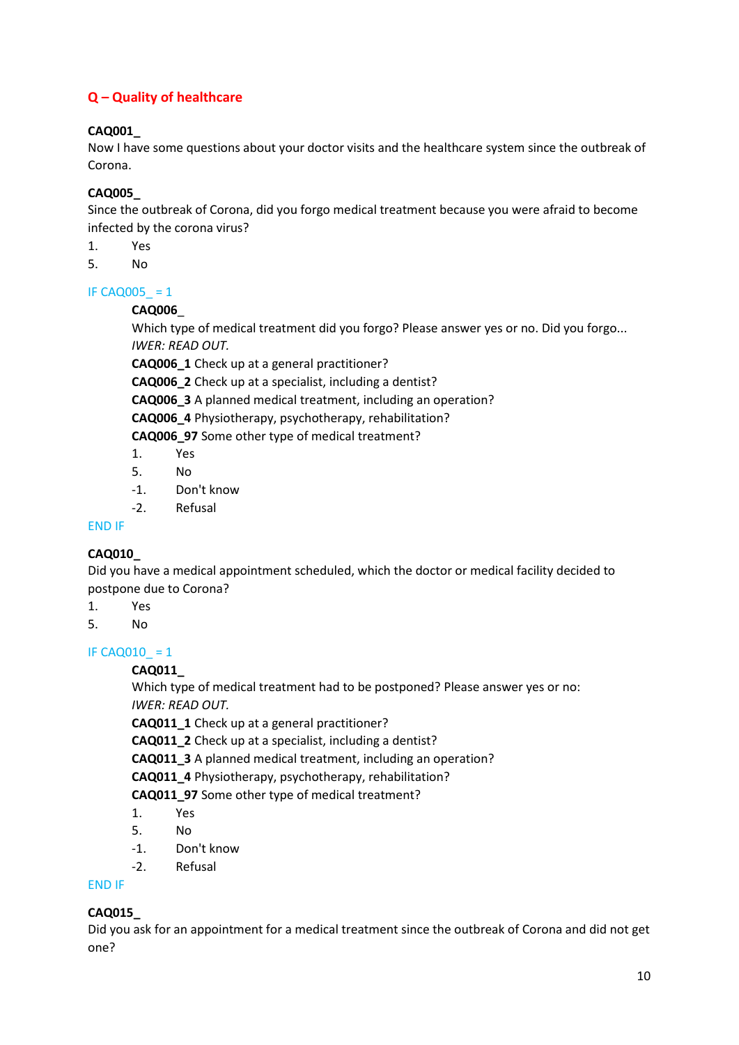## Q – Quality of healthcare

**CAQ001_**
Now I have some questions about your doctor visits and the healthcare system since the outbreak of Corona.

**CAQ005_**
Since the outbreak of Corona, did you forgo medical treatment because you were afraid to become infected by the corona virus?

1. Yes
5. No

IF CAQ005_ = 1

> **CAQ006_**
> Which type of medical treatment did you forgo? Please answer yes or no. Did you forgo...
> *IWER: READ OUT.*
> **CAQ006_1** Check up at a general practitioner?
> **CAQ006_2** Check up at a specialist, including a dentist?
> **CAQ006_3** A planned medical treatment, including an operation?
> **CAQ006_4** Physiotherapy, psychotherapy, rehabilitation?
> **CAQ006_97** Some other type of medical treatment?
>
> 1. Yes
> 5. No
> -1. Don't know
> -2. Refusal

END IF

**CAQ010_**
Did you have a medical appointment scheduled, which the doctor or medical facility decided to postpone due to Corona?

1. Yes
5. No

IF CAQ010_ = 1

> **CAQ011_**
> Which type of medical treatment had to be postponed? Please answer yes or no:
> *IWER: READ OUT.*
> **CAQ011_1** Check up at a general practitioner?
> **CAQ011_2** Check up at a specialist, including a dentist?
> **CAQ011_3** A planned medical treatment, including an operation?
> **CAQ011_4** Physiotherapy, psychotherapy, rehabilitation?
> **CAQ011_97** Some other type of medical treatment?
>
> 1. Yes
> 5. No
> -1. Don't know
> -2. Refusal

END IF

**CAQ015_**
Did you ask for an appointment for a medical treatment since the outbreak of Corona and did not get one?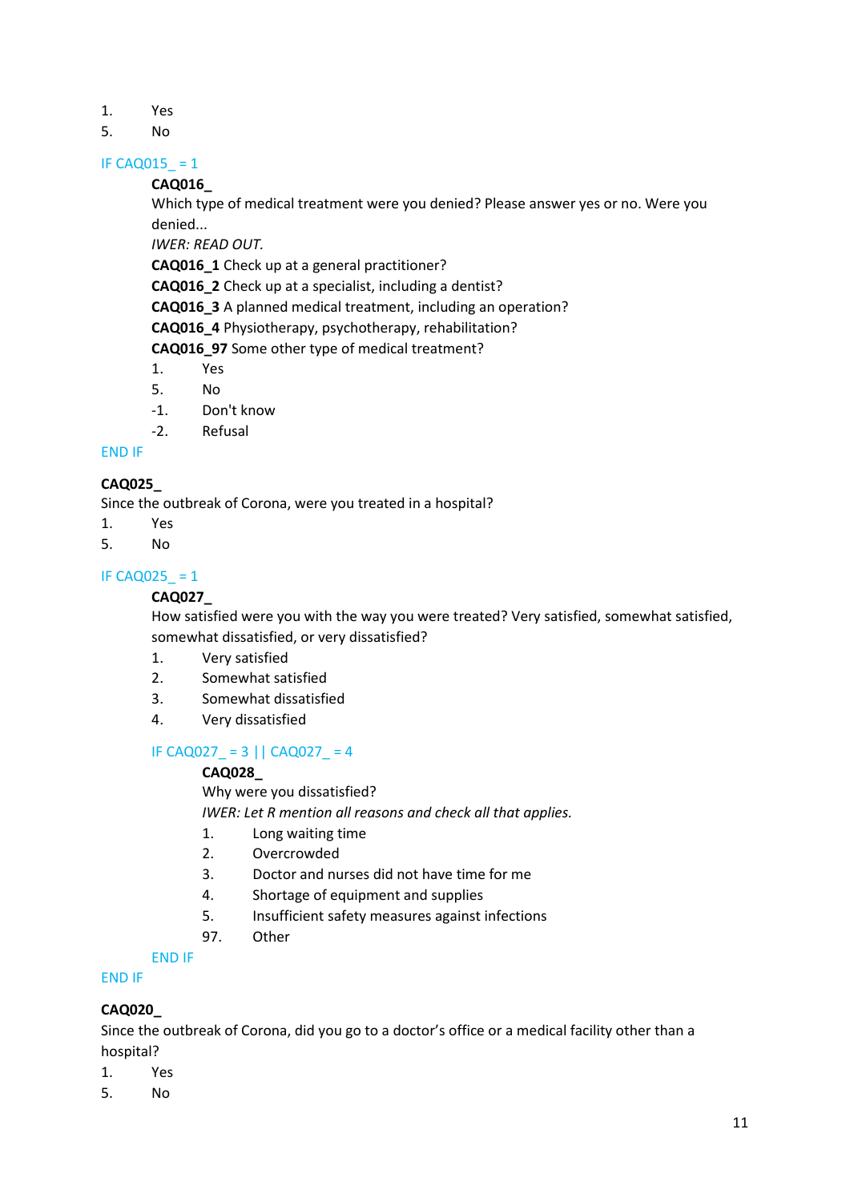1. Yes
5. No

IF CAQ015_ = 1

**CAQ016_**
Which type of medical treatment were you denied? Please answer yes or no. Were you denied...
*IWER: READ OUT.*
**CAQ016_1** Check up at a general practitioner?
**CAQ016_2** Check up at a specialist, including a dentist?
**CAQ016_3** A planned medical treatment, including an operation?
**CAQ016_4** Physiotherapy, psychotherapy, rehabilitation?
**CAQ016_97** Some other type of medical treatment?

1. Yes
5. No
-1. Don't know
-2. Refusal

END IF

**CAQ025_**
Since the outbreak of Corona, were you treated in a hospital?

1. Yes
5. No

IF CAQ025_ = 1

**CAQ027_**
How satisfied were you with the way you were treated? Very satisfied, somewhat satisfied, somewhat dissatisfied, or very dissatisfied?

1. Very satisfied
2. Somewhat satisfied
3. Somewhat dissatisfied
4. Very dissatisfied

IF CAQ027_ = 3 || CAQ027_ = 4

**CAQ028_**
Why were you dissatisfied?
*IWER: Let R mention all reasons and check all that applies.*

1. Long waiting time
2. Overcrowded
3. Doctor and nurses did not have time for me
4. Shortage of equipment and supplies
5. Insufficient safety measures against infections
97. Other

END IF

END IF

**CAQ020_**
Since the outbreak of Corona, did you go to a doctor's office or a medical facility other than a hospital?

1. Yes
5. No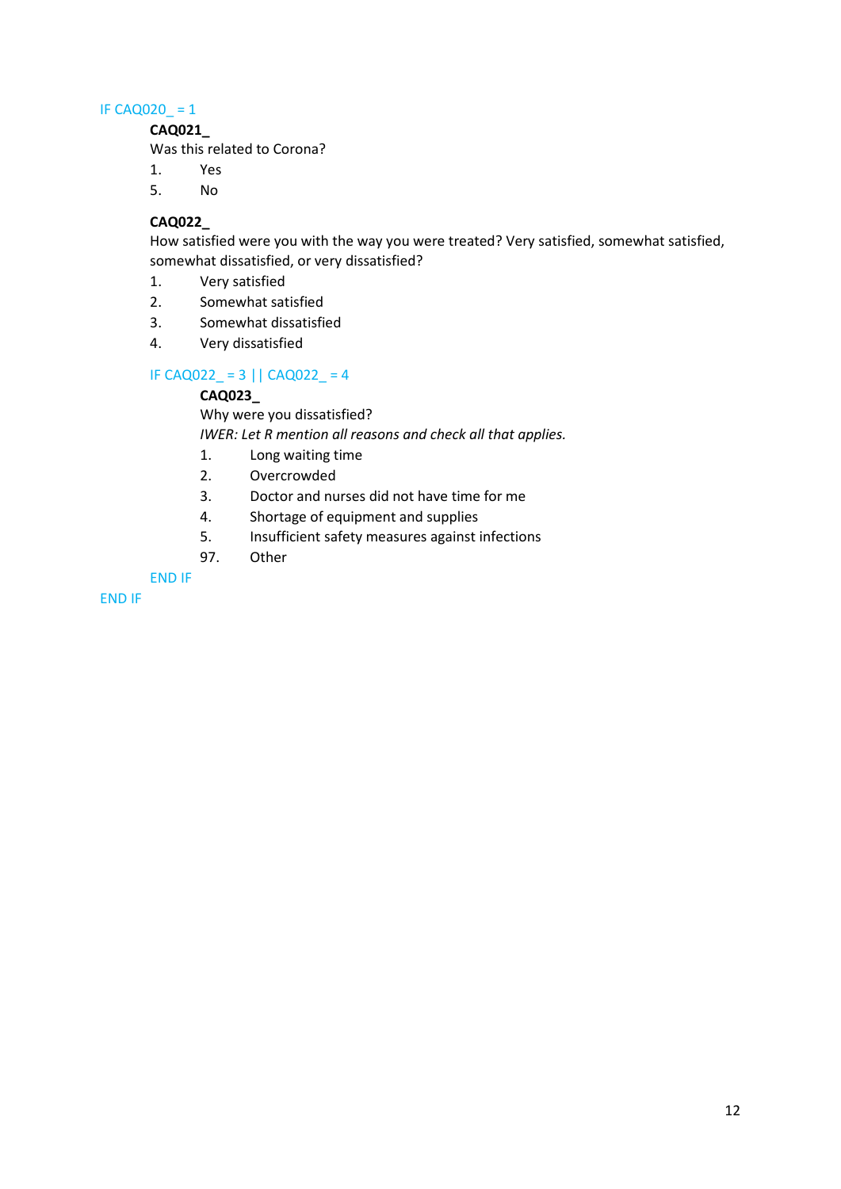IF CAQ020_ = 1

**CAQ021_**

Was this related to Corona?

1. Yes
5. No

**CAQ022_**

How satisfied were you with the way you were treated? Very satisfied, somewhat satisfied, somewhat dissatisfied, or very dissatisfied?

1. Very satisfied
2. Somewhat satisfied
3. Somewhat dissatisfied
4. Very dissatisfied

IF CAQ022_ = 3 || CAQ022_ = 4

**CAQ023_**

Why were you dissatisfied?

*IWER: Let R mention all reasons and check all that applies.*

1. Long waiting time
2. Overcrowded
3. Doctor and nurses did not have time for me
4. Shortage of equipment and supplies
5. Insufficient safety measures against infections

97. Other

END IF

END IF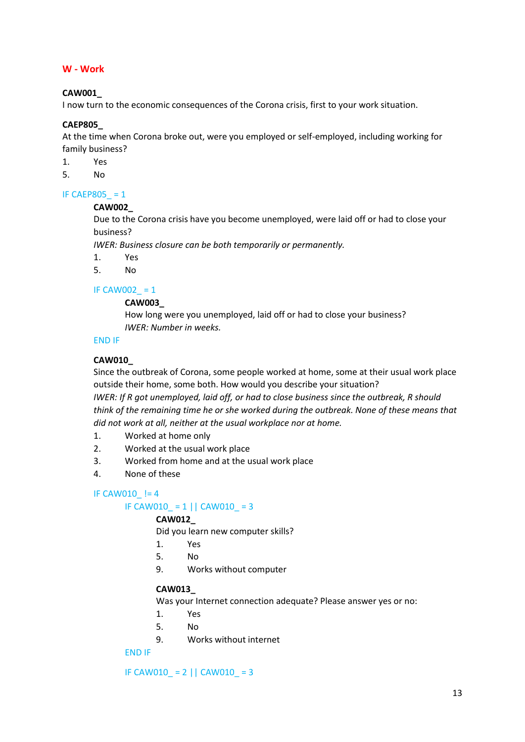## W - Work

**CAW001_**
I now turn to the economic consequences of the Corona crisis, first to your work situation.

**CAEP805_**
At the time when Corona broke out, were you employed or self-employed, including working for family business?

1. Yes
5. No

IF CAEP805_ = 1

**CAW002_**
Due to the Corona crisis have you become unemployed, were laid off or had to close your business?
*IWER: Business closure can be both temporarily or permanently.*

1. Yes
5. No

IF CAW002_ = 1

**CAW003_**
How long were you unemployed, laid off or had to close your business?
*IWER: Number in weeks.*

END IF

**CAW010_**
Since the outbreak of Corona, some people worked at home, some at their usual work place outside their home, some both. How would you describe your situation?
*IWER: If R got unemployed, laid off, or had to close business since the outbreak, R should think of the remaining time he or she worked during the outbreak. None of these means that did not work at all, neither at the usual workplace nor at home.*

1. Worked at home only
2. Worked at the usual work place
3. Worked from home and at the usual work place
4. None of these

IF CAW010_ != 4

IF CAW010_ = 1 || CAW010_ = 3

**CAW012_**
Did you learn new computer skills?

1. Yes
5. No
9. Works without computer

**CAW013_**
Was your Internet connection adequate? Please answer yes or no:

1. Yes
5. No
9. Works without internet

END IF

IF CAW010_ = 2 || CAW010_ = 3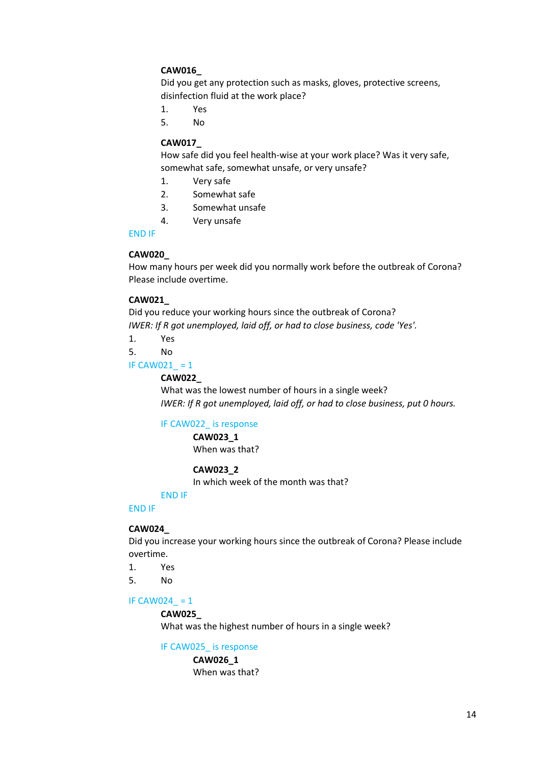**CAW016_**
Did you get any protection such as masks, gloves, protective screens, disinfection fluid at the work place?

1. Yes
5. No

**CAW017_**
How safe did you feel health-wise at your work place? Was it very safe, somewhat safe, somewhat unsafe, or very unsafe?

1. Very safe
2. Somewhat safe
3. Somewhat unsafe
4. Very unsafe

END IF

**CAW020_**
How many hours per week did you normally work before the outbreak of Corona? Please include overtime.

**CAW021_**
Did you reduce your working hours since the outbreak of Corona?
*IWER: If R got unemployed, laid off, or had to close business, code 'Yes'.*

1. Yes
5. No

IF CAW021_ = 1

**CAW022_**
What was the lowest number of hours in a single week?
*IWER: If R got unemployed, laid off, or had to close business, put 0 hours.*

IF CAW022_ is response

**CAW023_1**
When was that?

**CAW023_2**
In which week of the month was that?

END IF

END IF

**CAW024_**
Did you increase your working hours since the outbreak of Corona? Please include overtime.

1. Yes
5. No

IF CAW024_ = 1

**CAW025_**
What was the highest number of hours in a single week?

IF CAW025_ is response

**CAW026_1**
When was that?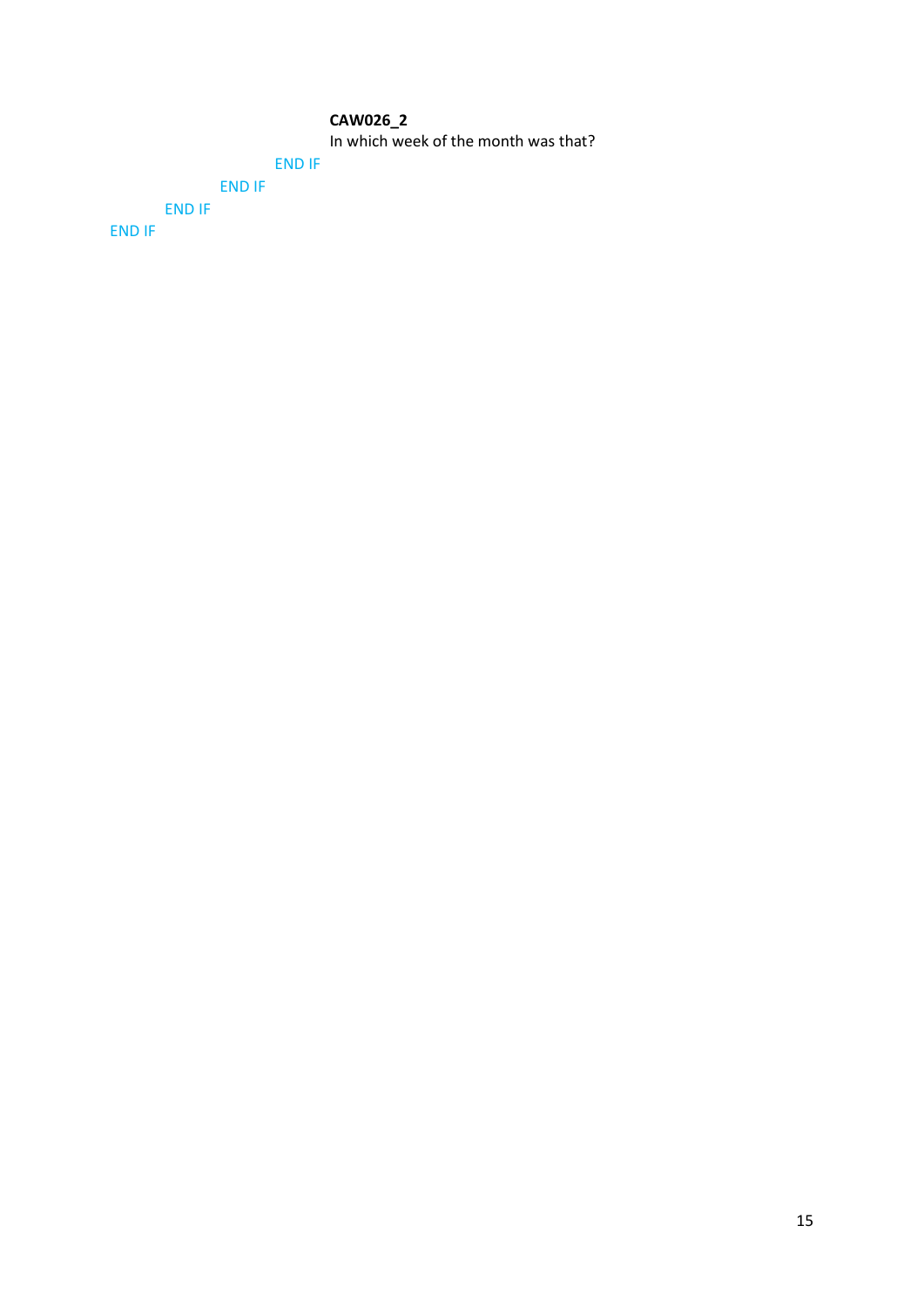**CAW026_2**
In which week of the month was that?

END IF

END IF

END IF

END IF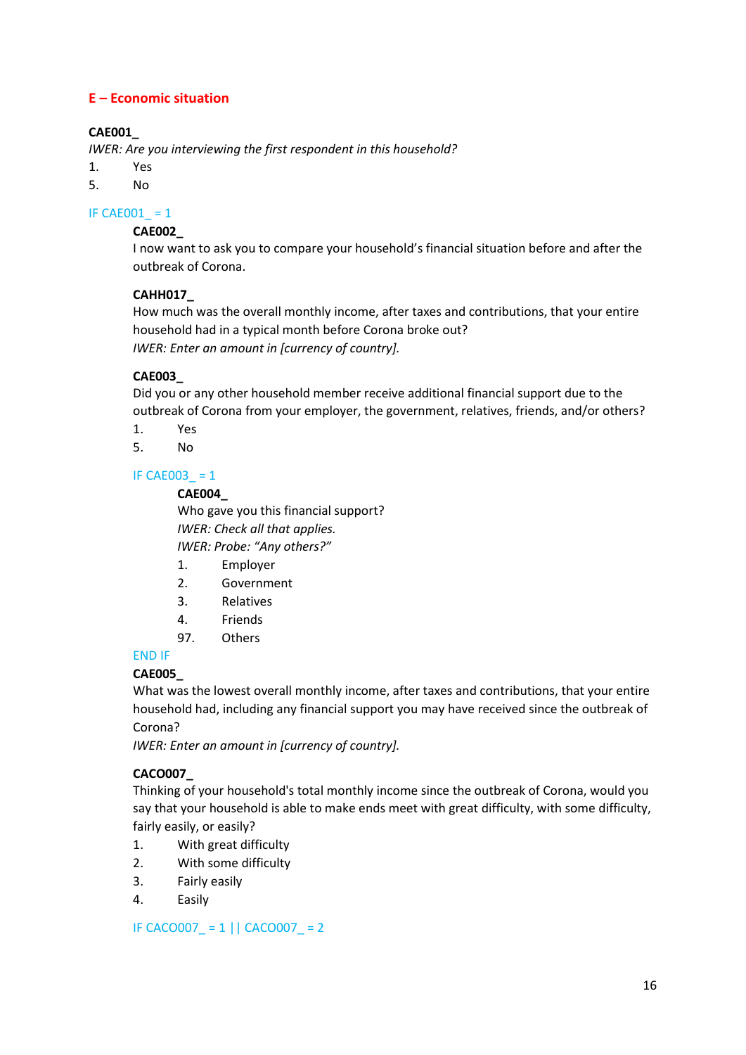## E – Economic situation

**CAE001_**

*IWER: Are you interviewing the first respondent in this household?*

1. Yes
5. No

IF CAE001_ = 1

**CAE002_**

I now want to ask you to compare your household's financial situation before and after the outbreak of Corona.

**CAHH017_**

How much was the overall monthly income, after taxes and contributions, that your entire household had in a typical month before Corona broke out?

*IWER: Enter an amount in [currency of country].*

**CAE003_**

Did you or any other household member receive additional financial support due to the outbreak of Corona from your employer, the government, relatives, friends, and/or others?

1. Yes
5. No

IF CAE003_ = 1

**CAE004_**

Who gave you this financial support?

*IWER: Check all that applies.*

*IWER: Probe: "Any others?"*

1. Employer
2. Government
3. Relatives
4. Friends
97. Others

END IF

**CAE005_**

What was the lowest overall monthly income, after taxes and contributions, that your entire household had, including any financial support you may have received since the outbreak of Corona?

*IWER: Enter an amount in [currency of country].*

**CACO007_**

Thinking of your household's total monthly income since the outbreak of Corona, would you say that your household is able to make ends meet with great difficulty, with some difficulty, fairly easily, or easily?

1. With great difficulty
2. With some difficulty
3. Fairly easily
4. Easily

IF CACO007_ = 1 || CACO007_ = 2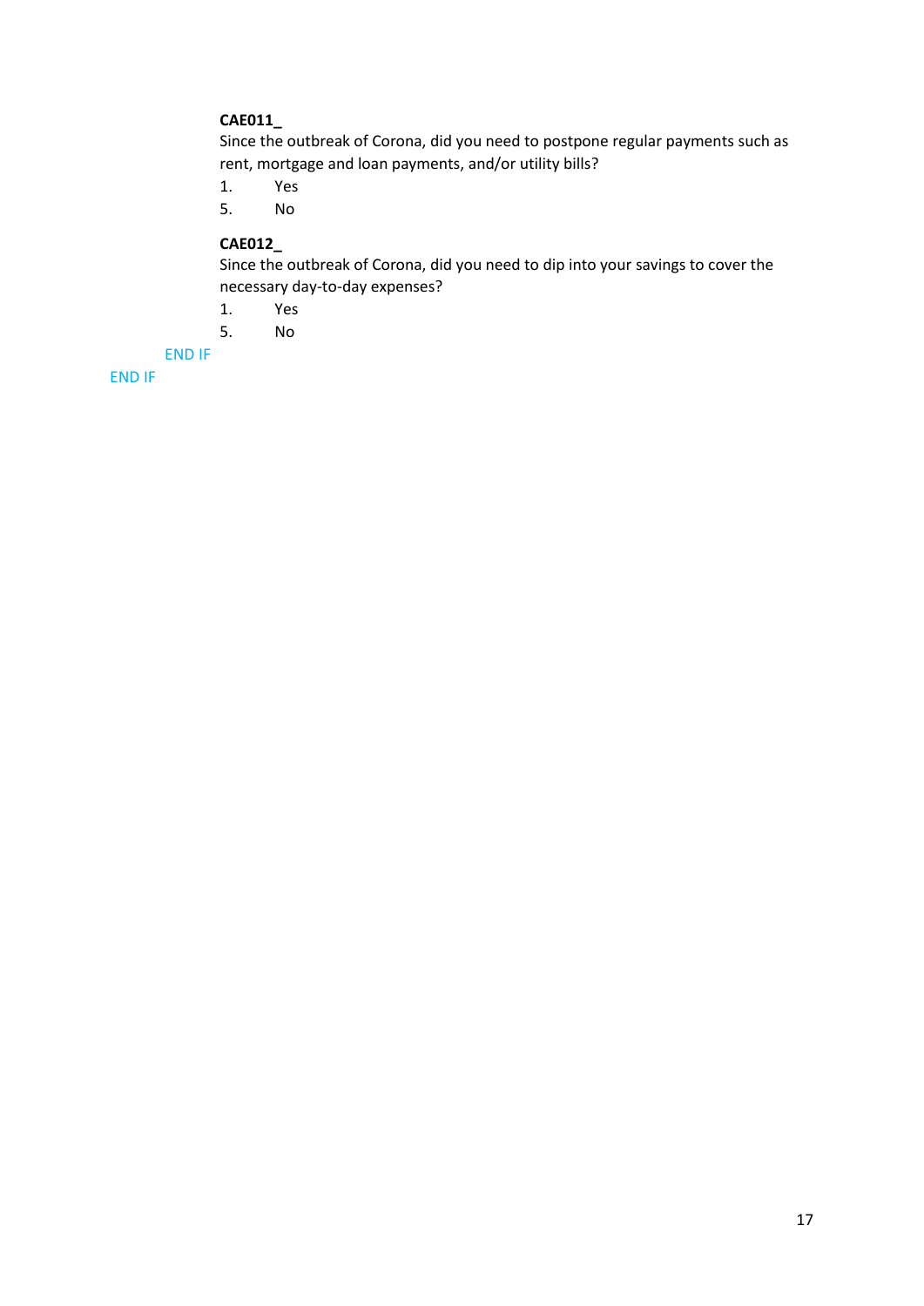**CAE011_**
Since the outbreak of Corona, did you need to postpone regular payments such as rent, mortgage and loan payments, and/or utility bills?

1. Yes
5. No

**CAE012_**
Since the outbreak of Corona, did you need to dip into your savings to cover the necessary day-to-day expenses?

1. Yes
5. No

END IF

END IF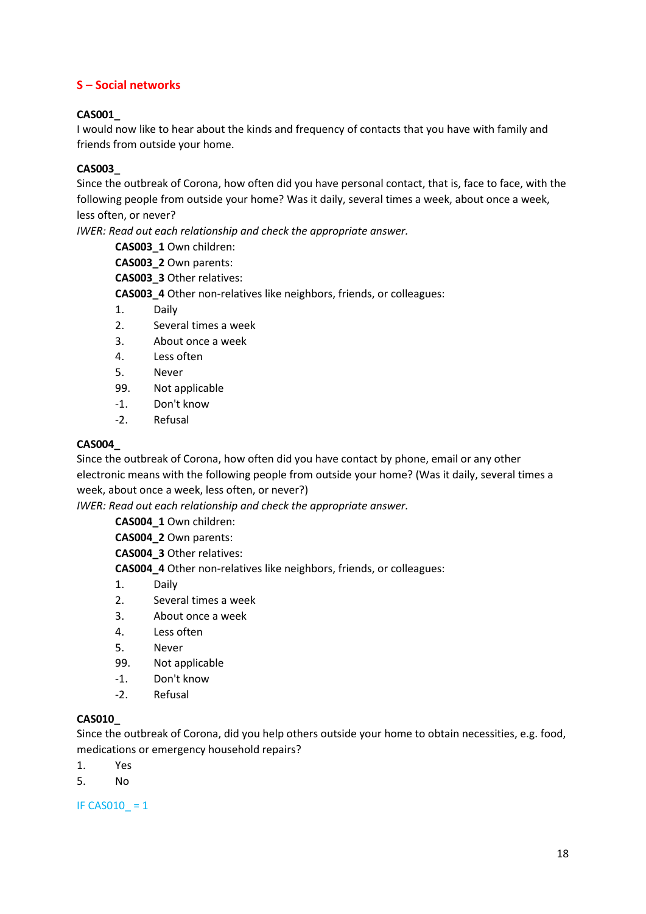## S – Social networks

**CAS001_**

I would now like to hear about the kinds and frequency of contacts that you have with family and friends from outside your home.

**CAS003_**

Since the outbreak of Corona, how often did you have personal contact, that is, face to face, with the following people from outside your home? Was it daily, several times a week, about once a week, less often, or never?

*IWER: Read out each relationship and check the appropriate answer.*

**CAS003_1** Own children:
**CAS003_2** Own parents:
**CAS003_3** Other relatives:
**CAS003_4** Other non-relatives like neighbors, friends, or colleagues:

1. Daily
2. Several times a week
3. About once a week
4. Less often
5. Never

99. Not applicable
-1. Don't know
-2. Refusal

**CAS004_**

Since the outbreak of Corona, how often did you have contact by phone, email or any other electronic means with the following people from outside your home? (Was it daily, several times a week, about once a week, less often, or never?)

*IWER: Read out each relationship and check the appropriate answer.*

**CAS004_1** Own children:
**CAS004_2** Own parents:
**CAS004_3** Other relatives:
**CAS004_4** Other non-relatives like neighbors, friends, or colleagues:

1. Daily
2. Several times a week
3. About once a week
4. Less often
5. Never

99. Not applicable
-1. Don't know
-2. Refusal

**CAS010_**

Since the outbreak of Corona, did you help others outside your home to obtain necessities, e.g. food, medications or emergency household repairs?

1. Yes
5. No

IF CAS010_ = 1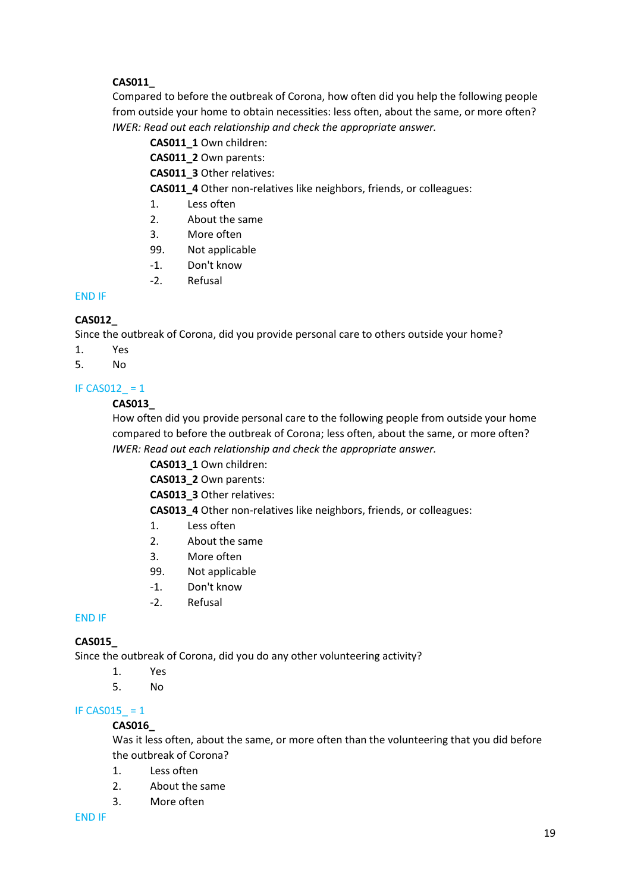**CAS011_**

Compared to before the outbreak of Corona, how often did you help the following people from outside your home to obtain necessities: less often, about the same, or more often?

*IWER: Read out each relationship and check the appropriate answer.*

**CAS011_1** Own children:
**CAS011_2** Own parents:
**CAS011_3** Other relatives:
**CAS011_4** Other non-relatives like neighbors, friends, or colleagues:

1. Less often
2. About the same
3. More often
99. Not applicable
-1. Don't know
-2. Refusal

END IF

**CAS012_**

Since the outbreak of Corona, did you provide personal care to others outside your home?

1. Yes
5. No

IF CAS012_ = 1

**CAS013_**

How often did you provide personal care to the following people from outside your home compared to before the outbreak of Corona; less often, about the same, or more often?

*IWER: Read out each relationship and check the appropriate answer.*

**CAS013_1** Own children:
**CAS013_2** Own parents:
**CAS013_3** Other relatives:
**CAS013_4** Other non-relatives like neighbors, friends, or colleagues:

1. Less often
2. About the same
3. More often
99. Not applicable
-1. Don't know
-2. Refusal

END IF

**CAS015_**

Since the outbreak of Corona, did you do any other volunteering activity?

1. Yes
5. No

IF CAS015_ = 1

**CAS016_**

Was it less often, about the same, or more often than the volunteering that you did before the outbreak of Corona?

1. Less often
2. About the same
3. More often

END IF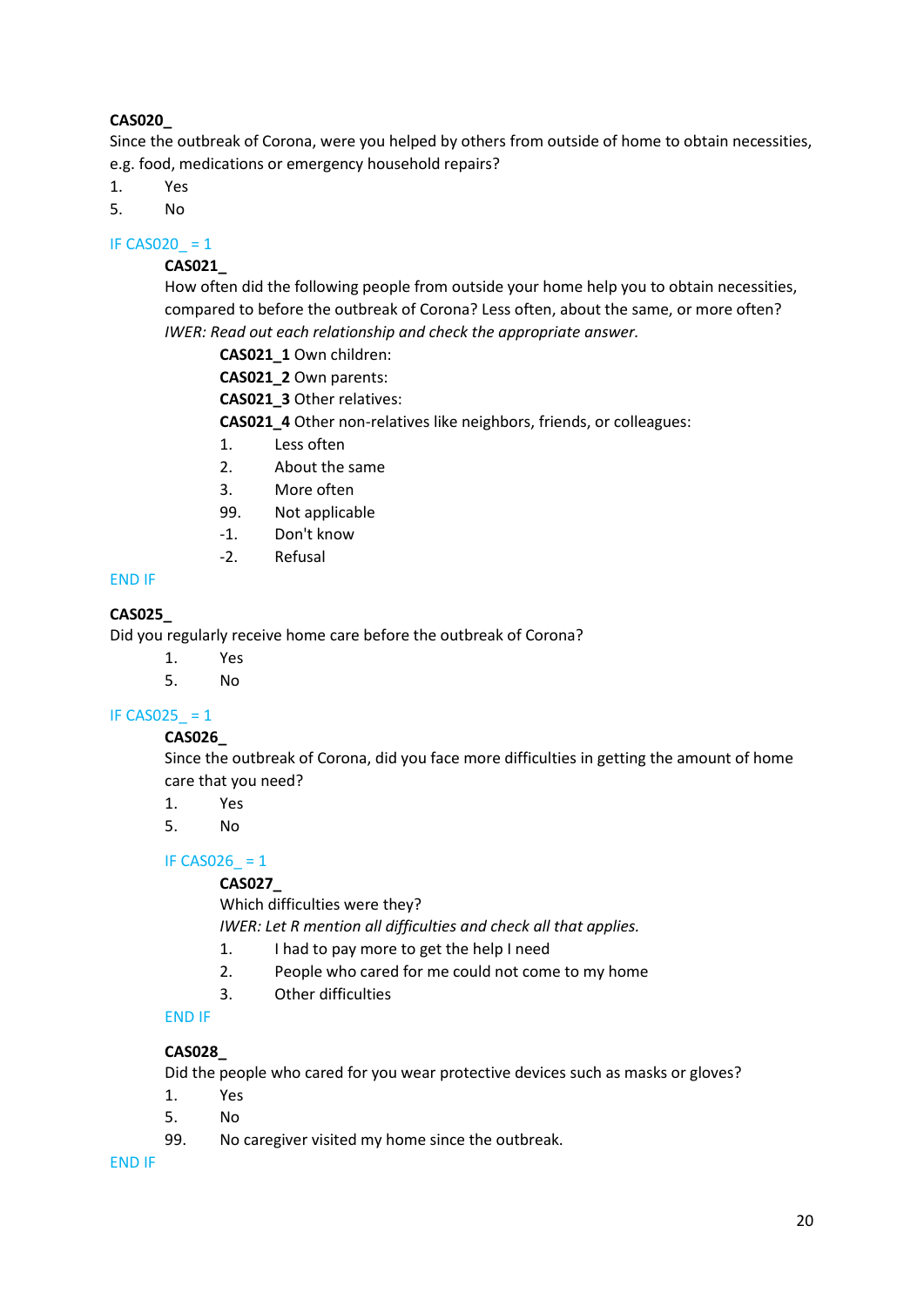**CAS020_**

Since the outbreak of Corona, were you helped by others from outside of home to obtain necessities, e.g. food, medications or emergency household repairs?

1. Yes
5. No

IF CAS020_ = 1

**CAS021_**

How often did the following people from outside your home help you to obtain necessities, compared to before the outbreak of Corona? Less often, about the same, or more often?

*IWER: Read out each relationship and check the appropriate answer.*

**CAS021_1** Own children:
**CAS021_2** Own parents:
**CAS021_3** Other relatives:
**CAS021_4** Other non-relatives like neighbors, friends, or colleagues:

1. Less often
2. About the same
3. More often
99. Not applicable
-1. Don't know
-2. Refusal

END IF

**CAS025_**

Did you regularly receive home care before the outbreak of Corona?

1. Yes
5. No

IF CAS025_ = 1

**CAS026_**

Since the outbreak of Corona, did you face more difficulties in getting the amount of home care that you need?

1. Yes
5. No

IF CAS026_ = 1

**CAS027_**

Which difficulties were they?

*IWER: Let R mention all difficulties and check all that applies.*

1. I had to pay more to get the help I need
2. People who cared for me could not come to my home
3. Other difficulties

END IF

**CAS028_**

Did the people who cared for you wear protective devices such as masks or gloves?

1. Yes
5. No
99. No caregiver visited my home since the outbreak.

END IF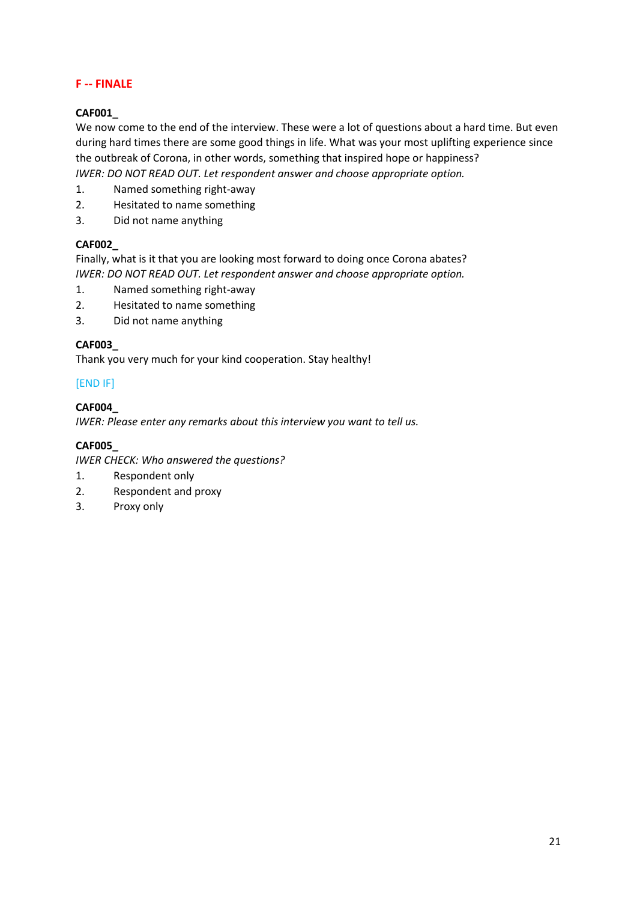## F -- FINALE

**CAF001_**
We now come to the end of the interview. These were a lot of questions about a hard time. But even during hard times there are some good things in life. What was your most uplifting experience since the outbreak of Corona, in other words, something that inspired hope or happiness?
*IWER: DO NOT READ OUT. Let respondent answer and choose appropriate option.*

1. Named something right-away
2. Hesitated to name something
3. Did not name anything

**CAF002_**
Finally, what is it that you are looking most forward to doing once Corona abates?
*IWER: DO NOT READ OUT. Let respondent answer and choose appropriate option.*

1. Named something right-away
2. Hesitated to name something
3. Did not name anything

**CAF003_**
Thank you very much for your kind cooperation. Stay healthy!

[END IF]

**CAF004_**
*IWER: Please enter any remarks about this interview you want to tell us.*

**CAF005_**
*IWER CHECK: Who answered the questions?*

1. Respondent only
2. Respondent and proxy
3. Proxy only